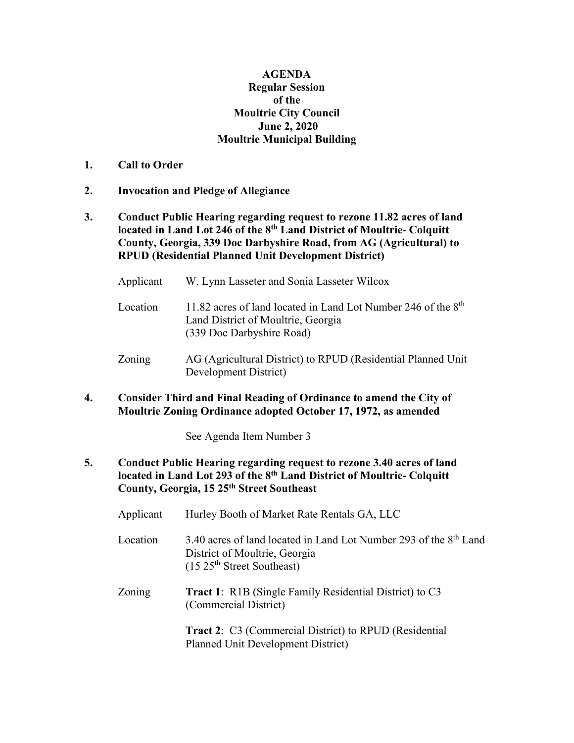**AGENDA**
**Regular Session**
**of the**
**Moultrie City Council**
**June 2, 2020**
**Moultrie Municipal Building**

1. **Call to Order**

2. **Invocation and Pledge of Allegiance**

3. **Conduct Public Hearing regarding request to rezone 11.82 acres of land located in Land Lot 246 of the 8th Land District of Moultrie- Colquitt County, Georgia, 339 Doc Darbyshire Road, from AG (Agricultural) to RPUD (Residential Planned Unit Development District)**

   Applicant — W. Lynn Lasseter and Sonia Lasseter Wilcox

   Location — 11.82 acres of land located in Land Lot Number 246 of the 8th Land District of Moultrie, Georgia (339 Doc Darbyshire Road)

   Zoning — AG (Agricultural District) to RPUD (Residential Planned Unit Development District)

4. **Consider Third and Final Reading of Ordinance to amend the City of Moultrie Zoning Ordinance adopted October 17, 1972, as amended**

   See Agenda Item Number 3

5. **Conduct Public Hearing regarding request to rezone 3.40 acres of land located in Land Lot 293 of the 8th Land District of Moultrie- Colquitt County, Georgia, 15 25th Street Southeast**

   Applicant — Hurley Booth of Market Rate Rentals GA, LLC

   Location — 3.40 acres of land located in Land Lot Number 293 of the 8th Land District of Moultrie, Georgia (15 25th Street Southeast)

   Zoning — **Tract 1**: R1B (Single Family Residential District) to C3 (Commercial District)

   **Tract 2**: C3 (Commercial District) to RPUD (Residential Planned Unit Development District)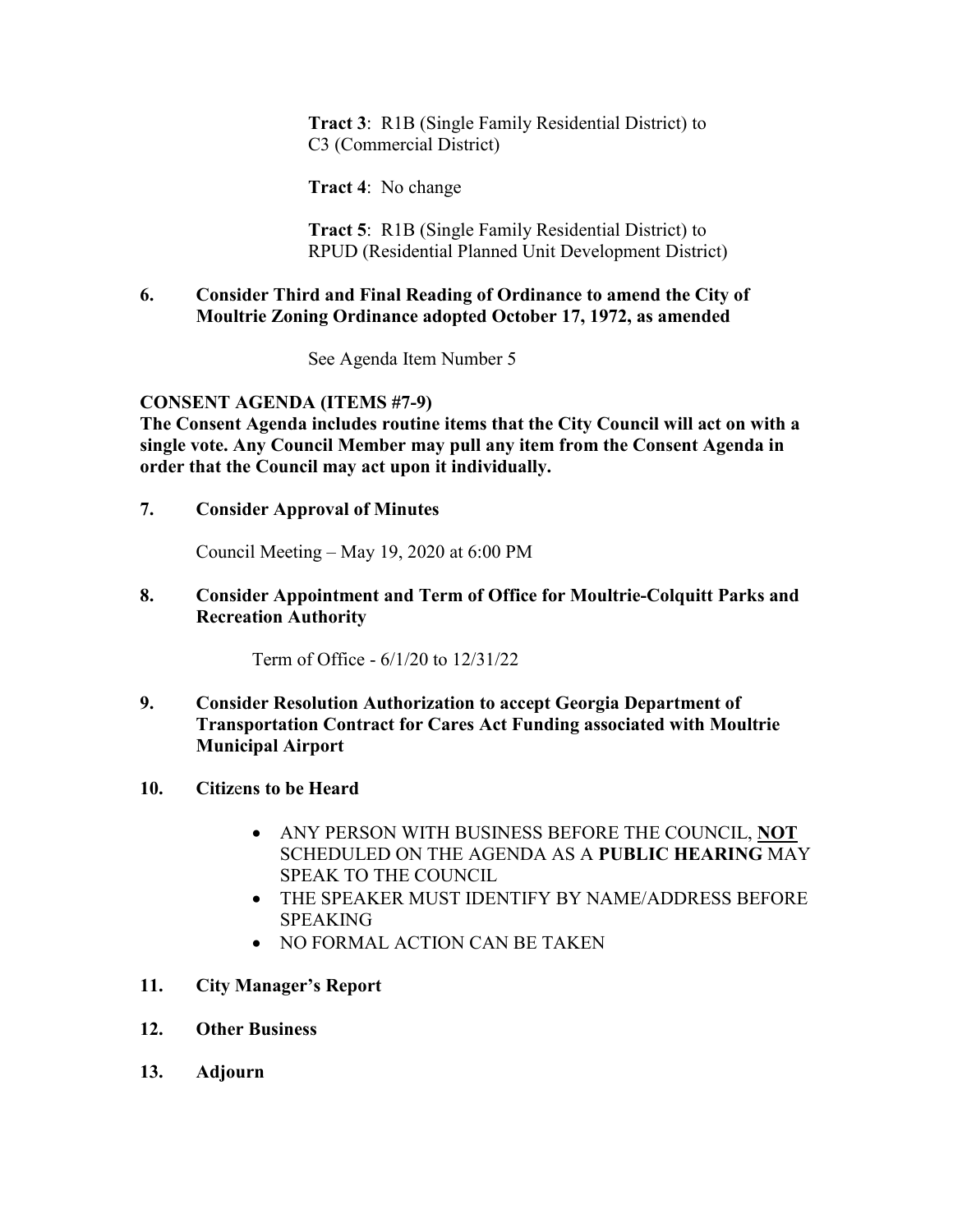**Tract 3**: R1B (Single Family Residential District) to C3 (Commercial District)

**Tract 4**: No change

**Tract 5**: R1B (Single Family Residential District) to RPUD (Residential Planned Unit Development District)

**6. Consider Third and Final Reading of Ordinance to amend the City of Moultrie Zoning Ordinance adopted October 17, 1972, as amended**

See Agenda Item Number 5

**CONSENT AGENDA (ITEMS #7-9)**

**The Consent Agenda includes routine items that the City Council will act on with a single vote. Any Council Member may pull any item from the Consent Agenda in order that the Council may act upon it individually.**

**7. Consider Approval of Minutes**

Council Meeting – May 19, 2020 at 6:00 PM

**8. Consider Appointment and Term of Office for Moultrie-Colquitt Parks and Recreation Authority**

Term of Office - 6/1/20 to 12/31/22

**9. Consider Resolution Authorization to accept Georgia Department of Transportation Contract for Cares Act Funding associated with Moultrie Municipal Airport**

**10. Citizens to be Heard**

- ANY PERSON WITH BUSINESS BEFORE THE COUNCIL, **NOT** SCHEDULED ON THE AGENDA AS A **PUBLIC HEARING** MAY SPEAK TO THE COUNCIL
- THE SPEAKER MUST IDENTIFY BY NAME/ADDRESS BEFORE SPEAKING
- NO FORMAL ACTION CAN BE TAKEN

**11. City Manager's Report**

**12. Other Business**

**13. Adjourn**